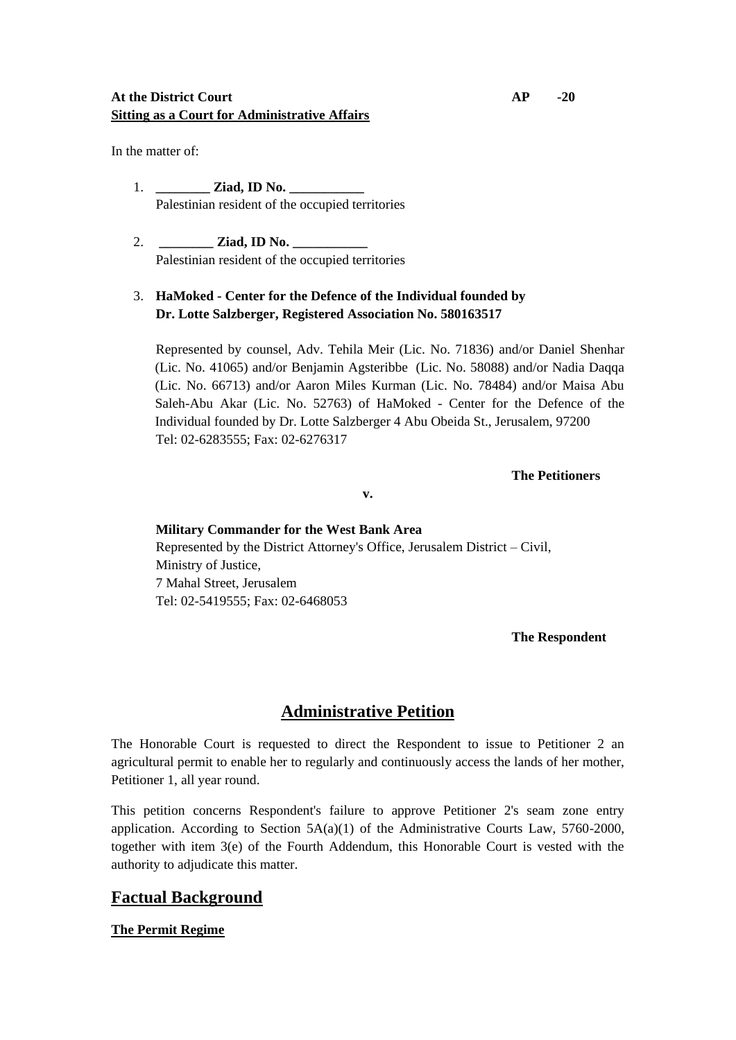**At the District Court** **AP -20**
**Sitting as a Court for Administrative Affairs**

In the matter of:

1. **________ Ziad, ID No. ___________**
   Palestinian resident of the occupied territories

2. **________ Ziad, ID No. ___________**
   Palestinian resident of the occupied territories

3. **HaMoked - Center for the Defence of the Individual founded by Dr. Lotte Salzberger, Registered Association No. 580163517**

   Represented by counsel, Adv. Tehila Meir (Lic. No. 71836) and/or Daniel Shenhar (Lic. No. 41065) and/or Benjamin Agsteribbe (Lic. No. 58088) and/or Nadia Daqqa (Lic. No. 66713) and/or Aaron Miles Kurman (Lic. No. 78484) and/or Maisa Abu Saleh-Abu Akar (Lic. No. 52763) of HaMoked - Center for the Defence of the Individual founded by Dr. Lotte Salzberger 4 Abu Obeida St., Jerusalem, 97200
   Tel: 02-6283555; Fax: 02-6276317

**The Petitioners**

**v.**

**Military Commander for the West Bank Area**
Represented by the District Attorney's Office, Jerusalem District – Civil,
Ministry of Justice,
7 Mahal Street, Jerusalem
Tel: 02-5419555; Fax: 02-6468053

**The Respondent**

# Administrative Petition

The Honorable Court is requested to direct the Respondent to issue to Petitioner 2 an agricultural permit to enable her to regularly and continuously access the lands of her mother, Petitioner 1, all year round.

This petition concerns Respondent's failure to approve Petitioner 2's seam zone entry application. According to Section 5A(a)(1) of the Administrative Courts Law, 5760-2000, together with item 3(e) of the Fourth Addendum, this Honorable Court is vested with the authority to adjudicate this matter.

## Factual Background

### The Permit Regime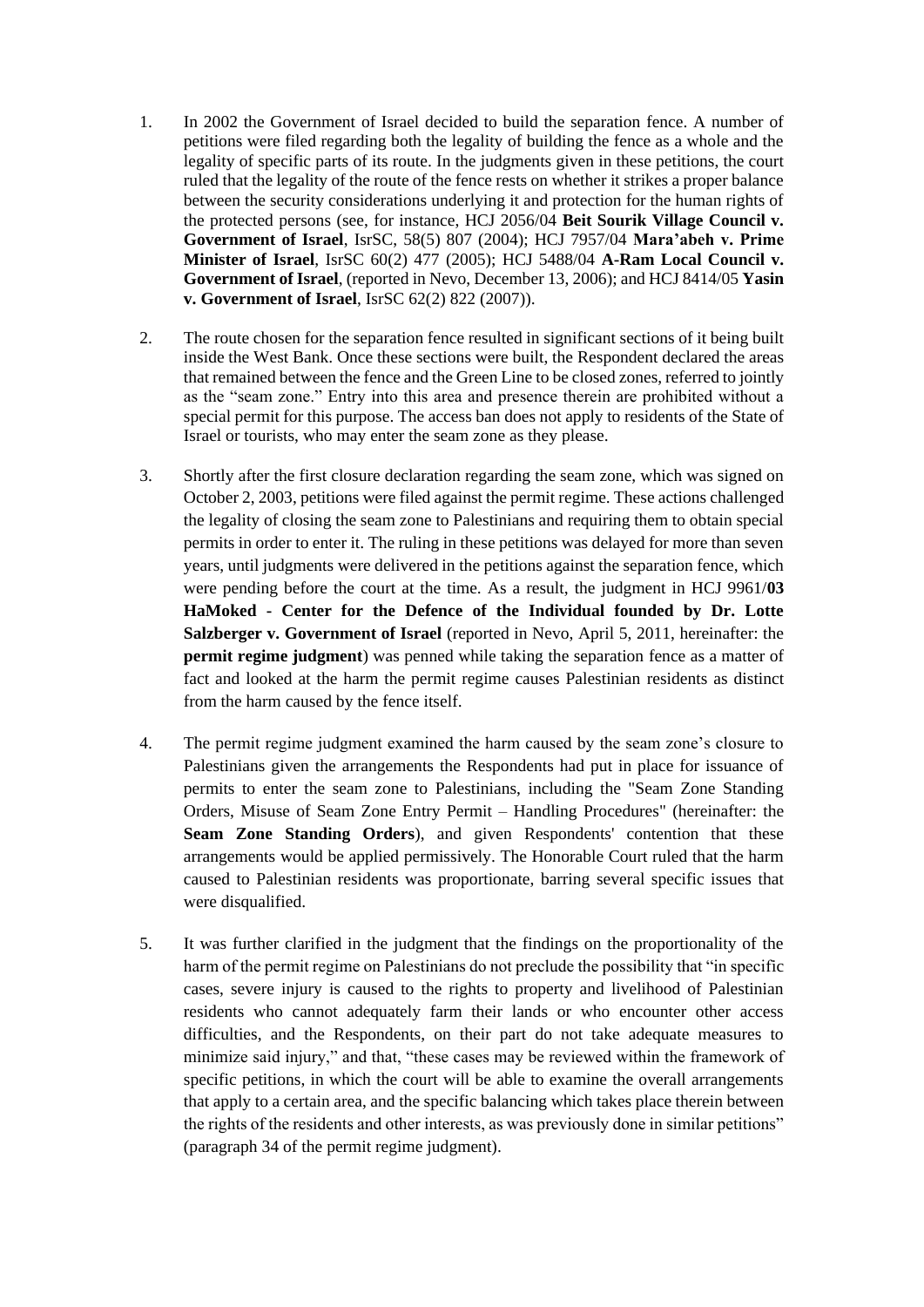1. In 2002 the Government of Israel decided to build the separation fence. A number of petitions were filed regarding both the legality of building the fence as a whole and the legality of specific parts of its route. In the judgments given in these petitions, the court ruled that the legality of the route of the fence rests on whether it strikes a proper balance between the security considerations underlying it and protection for the human rights of the protected persons (see, for instance, HCJ 2056/04 **Beit Sourik Village Council v. Government of Israel**, IsrSC, 58(5) 807 (2004); HCJ 7957/04 **Mara'abeh v. Prime Minister of Israel**, IsrSC 60(2) 477 (2005); HCJ 5488/04 **A-Ram Local Council v. Government of Israel**, (reported in Nevo, December 13, 2006); and HCJ 8414/05 **Yasin v. Government of Israel**, IsrSC 62(2) 822 (2007)).

2. The route chosen for the separation fence resulted in significant sections of it being built inside the West Bank. Once these sections were built, the Respondent declared the areas that remained between the fence and the Green Line to be closed zones, referred to jointly as the "seam zone." Entry into this area and presence therein are prohibited without a special permit for this purpose. The access ban does not apply to residents of the State of Israel or tourists, who may enter the seam zone as they please.

3. Shortly after the first closure declaration regarding the seam zone, which was signed on October 2, 2003, petitions were filed against the permit regime. These actions challenged the legality of closing the seam zone to Palestinians and requiring them to obtain special permits in order to enter it. The ruling in these petitions was delayed for more than seven years, until judgments were delivered in the petitions against the separation fence, which were pending before the court at the time. As a result, the judgment in HCJ 9961/**03 HaMoked - Center for the Defence of the Individual founded by Dr. Lotte Salzberger v. Government of Israel** (reported in Nevo, April 5, 2011, hereinafter: the **permit regime judgment**) was penned while taking the separation fence as a matter of fact and looked at the harm the permit regime causes Palestinian residents as distinct from the harm caused by the fence itself.

4. The permit regime judgment examined the harm caused by the seam zone's closure to Palestinians given the arrangements the Respondents had put in place for issuance of permits to enter the seam zone to Palestinians, including the "Seam Zone Standing Orders, Misuse of Seam Zone Entry Permit – Handling Procedures" (hereinafter: the **Seam Zone Standing Orders**), and given Respondents' contention that these arrangements would be applied permissively. The Honorable Court ruled that the harm caused to Palestinian residents was proportionate, barring several specific issues that were disqualified.

5. It was further clarified in the judgment that the findings on the proportionality of the harm of the permit regime on Palestinians do not preclude the possibility that "in specific cases, severe injury is caused to the rights to property and livelihood of Palestinian residents who cannot adequately farm their lands or who encounter other access difficulties, and the Respondents, on their part do not take adequate measures to minimize said injury," and that, "these cases may be reviewed within the framework of specific petitions, in which the court will be able to examine the overall arrangements that apply to a certain area, and the specific balancing which takes place therein between the rights of the residents and other interests, as was previously done in similar petitions" (paragraph 34 of the permit regime judgment).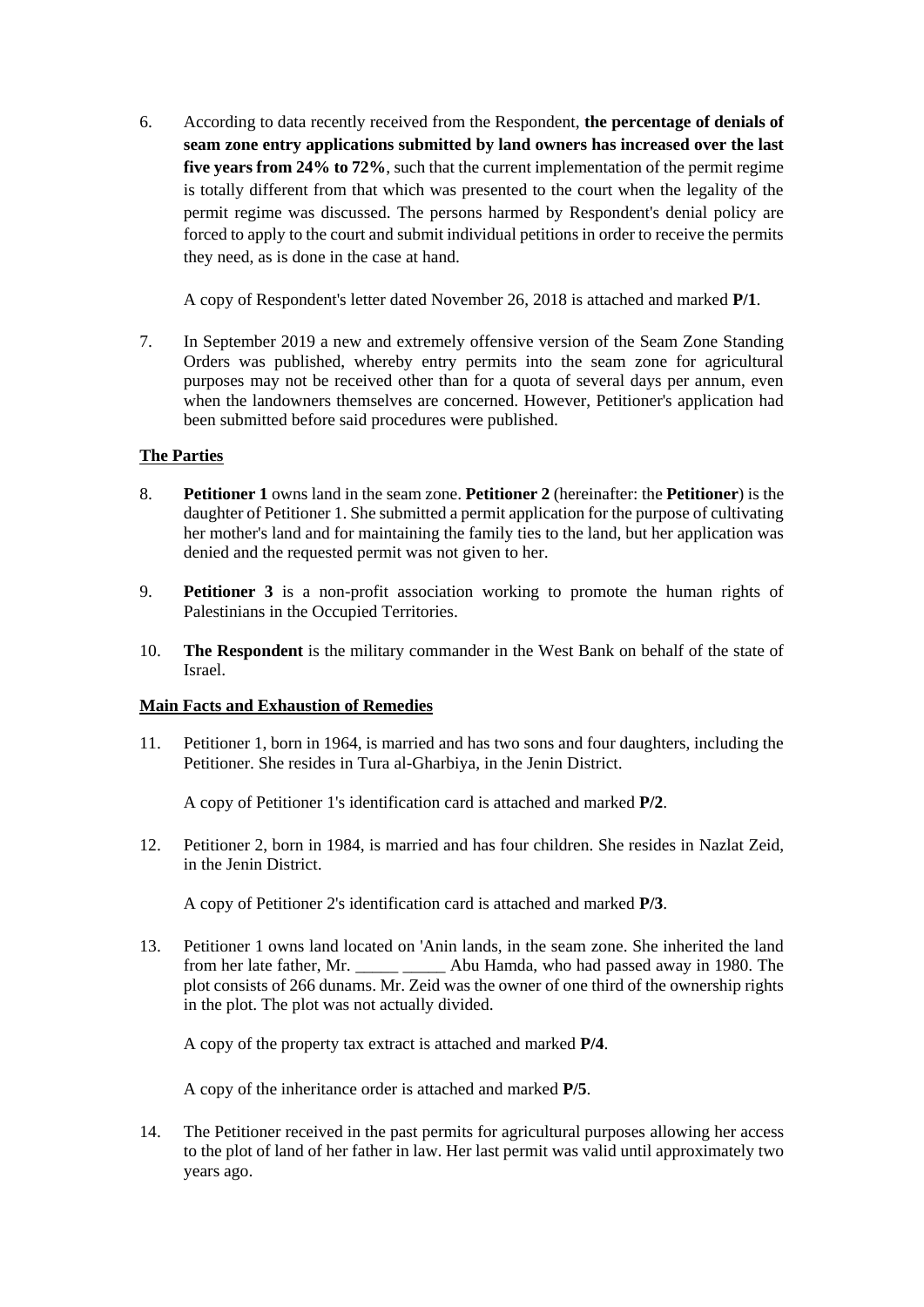6. According to data recently received from the Respondent, **the percentage of denials of seam zone entry applications submitted by land owners has increased over the last five years from 24% to 72%**, such that the current implementation of the permit regime is totally different from that which was presented to the court when the legality of the permit regime was discussed. The persons harmed by Respondent's denial policy are forced to apply to the court and submit individual petitions in order to receive the permits they need, as is done in the case at hand.

   A copy of Respondent's letter dated November 26, 2018 is attached and marked **P/1**.

7. In September 2019 a new and extremely offensive version of the Seam Zone Standing Orders was published, whereby entry permits into the seam zone for agricultural purposes may not be received other than for a quota of several days per annum, even when the landowners themselves are concerned. However, Petitioner's application had been submitted before said procedures were published.

## The Parties

8. **Petitioner 1** owns land in the seam zone. **Petitioner 2** (hereinafter: the **Petitioner**) is the daughter of Petitioner 1. She submitted a permit application for the purpose of cultivating her mother's land and for maintaining the family ties to the land, but her application was denied and the requested permit was not given to her.

9. **Petitioner 3** is a non-profit association working to promote the human rights of Palestinians in the Occupied Territories.

10. **The Respondent** is the military commander in the West Bank on behalf of the state of Israel.

## Main Facts and Exhaustion of Remedies

11. Petitioner 1, born in 1964, is married and has two sons and four daughters, including the Petitioner. She resides in Tura al-Gharbiya, in the Jenin District.

    A copy of Petitioner 1's identification card is attached and marked **P/2**.

12. Petitioner 2, born in 1984, is married and has four children. She resides in Nazlat Zeid, in the Jenin District.

    A copy of Petitioner 2's identification card is attached and marked **P/3**.

13. Petitioner 1 owns land located on 'Anin lands, in the seam zone. She inherited the land from her late father, Mr. _____ _____ Abu Hamda, who had passed away in 1980. The plot consists of 266 dunams. Mr. Zeid was the owner of one third of the ownership rights in the plot. The plot was not actually divided.

    A copy of the property tax extract is attached and marked **P/4**.

    A copy of the inheritance order is attached and marked **P/5**.

14. The Petitioner received in the past permits for agricultural purposes allowing her access to the plot of land of her father in law. Her last permit was valid until approximately two years ago.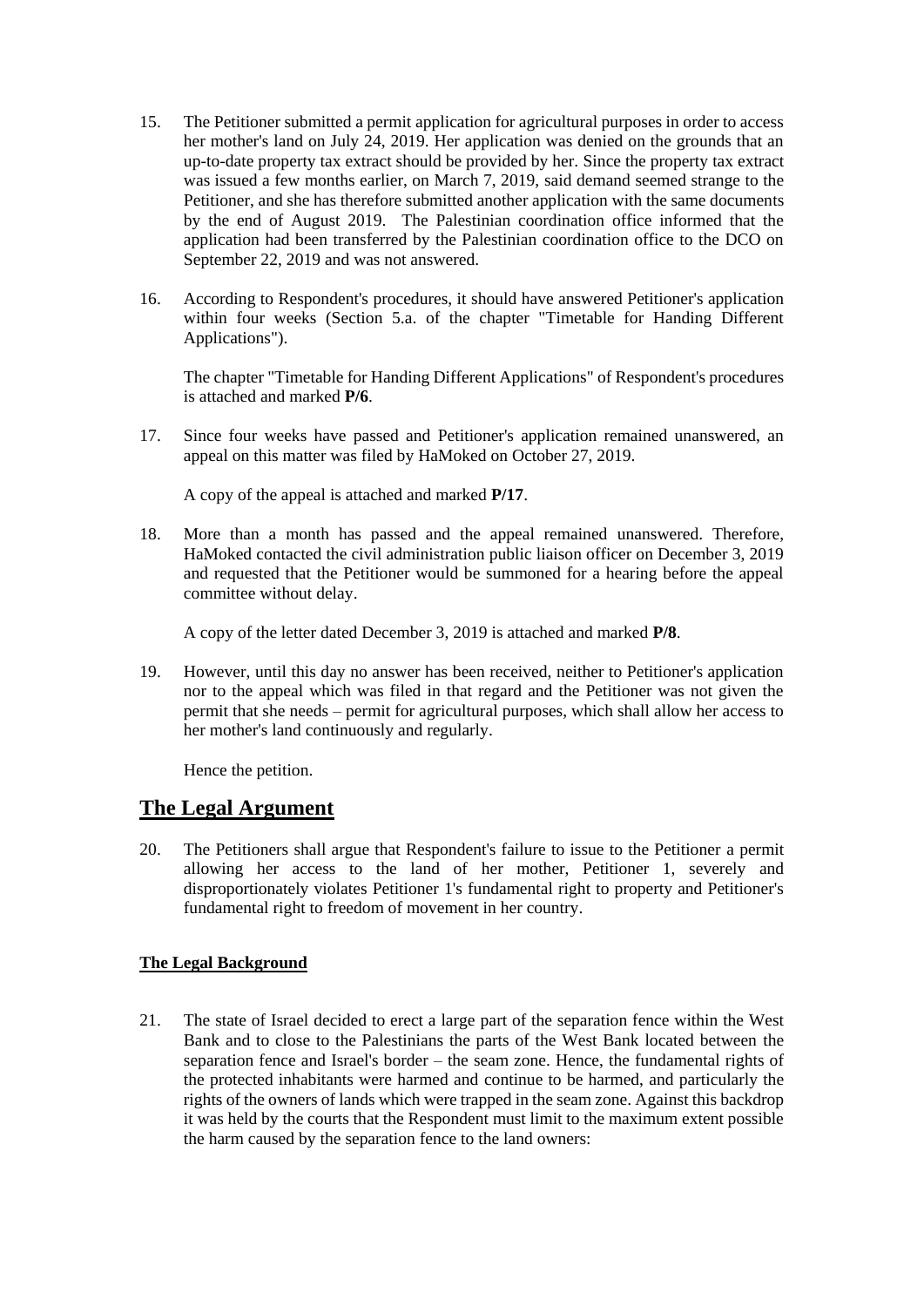15. The Petitioner submitted a permit application for agricultural purposes in order to access her mother's land on July 24, 2019. Her application was denied on the grounds that an up-to-date property tax extract should be provided by her. Since the property tax extract was issued a few months earlier, on March 7, 2019, said demand seemed strange to the Petitioner, and she has therefore submitted another application with the same documents by the end of August 2019. The Palestinian coordination office informed that the application had been transferred by the Palestinian coordination office to the DCO on September 22, 2019 and was not answered.

16. According to Respondent's procedures, it should have answered Petitioner's application within four weeks (Section 5.a. of the chapter "Timetable for Handing Different Applications").

    The chapter "Timetable for Handing Different Applications" of Respondent's procedures is attached and marked **P/6**.

17. Since four weeks have passed and Petitioner's application remained unanswered, an appeal on this matter was filed by HaMoked on October 27, 2019.

    A copy of the appeal is attached and marked **P/17**.

18. More than a month has passed and the appeal remained unanswered. Therefore, HaMoked contacted the civil administration public liaison officer on December 3, 2019 and requested that the Petitioner would be summoned for a hearing before the appeal committee without delay.

    A copy of the letter dated December 3, 2019 is attached and marked **P/8**.

19. However, until this day no answer has been received, neither to Petitioner's application nor to the appeal which was filed in that regard and the Petitioner was not given the permit that she needs – permit for agricultural purposes, which shall allow her access to her mother's land continuously and regularly.

    Hence the petition.

## **The Legal Argument**

20. The Petitioners shall argue that Respondent's failure to issue to the Petitioner a permit allowing her access to the land of her mother, Petitioner 1, severely and disproportionately violates Petitioner 1's fundamental right to property and Petitioner's fundamental right to freedom of movement in her country.

### **The Legal Background**

21. The state of Israel decided to erect a large part of the separation fence within the West Bank and to close to the Palestinians the parts of the West Bank located between the separation fence and Israel's border – the seam zone. Hence, the fundamental rights of the protected inhabitants were harmed and continue to be harmed, and particularly the rights of the owners of lands which were trapped in the seam zone. Against this backdrop it was held by the courts that the Respondent must limit to the maximum extent possible the harm caused by the separation fence to the land owners: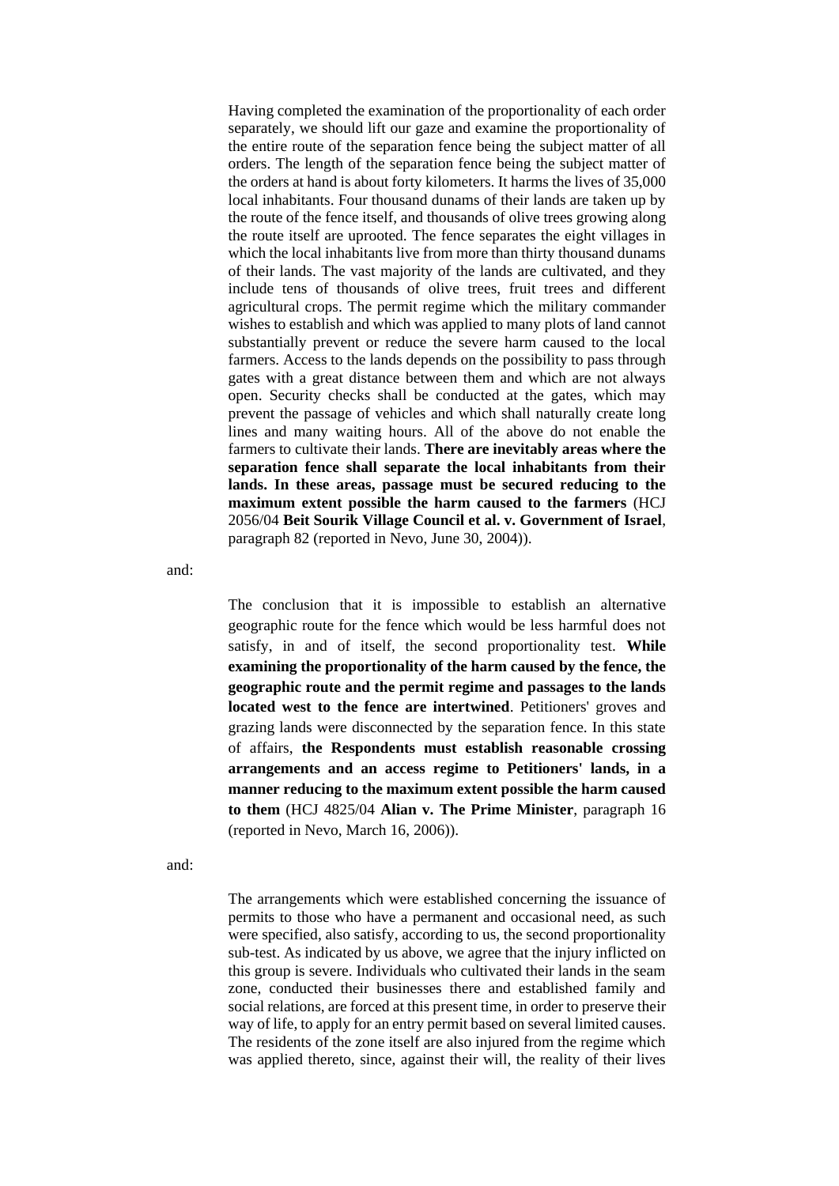> Having completed the examination of the proportionality of each order separately, we should lift our gaze and examine the proportionality of the entire route of the separation fence being the subject matter of all orders. The length of the separation fence being the subject matter of the orders at hand is about forty kilometers. It harms the lives of 35,000 local inhabitants. Four thousand dunams of their lands are taken up by the route of the fence itself, and thousands of olive trees growing along the route itself are uprooted. The fence separates the eight villages in which the local inhabitants live from more than thirty thousand dunams of their lands. The vast majority of the lands are cultivated, and they include tens of thousands of olive trees, fruit trees and different agricultural crops. The permit regime which the military commander wishes to establish and which was applied to many plots of land cannot substantially prevent or reduce the severe harm caused to the local farmers. Access to the lands depends on the possibility to pass through gates with a great distance between them and which are not always open. Security checks shall be conducted at the gates, which may prevent the passage of vehicles and which shall naturally create long lines and many waiting hours. All of the above do not enable the farmers to cultivate their lands. **There are inevitably areas where the separation fence shall separate the local inhabitants from their lands. In these areas, passage must be secured reducing to the maximum extent possible the harm caused to the farmers** (HCJ 2056/04 **Beit Sourik Village Council et al. v. Government of Israel**, paragraph 82 (reported in Nevo, June 30, 2004)).

and:

> The conclusion that it is impossible to establish an alternative geographic route for the fence which would be less harmful does not satisfy, in and of itself, the second proportionality test. **While examining the proportionality of the harm caused by the fence, the geographic route and the permit regime and passages to the lands located west to the fence are intertwined**. Petitioners' groves and grazing lands were disconnected by the separation fence. In this state of affairs, **the Respondents must establish reasonable crossing arrangements and an access regime to Petitioners' lands, in a manner reducing to the maximum extent possible the harm caused to them** (HCJ 4825/04 **Alian v. The Prime Minister**, paragraph 16 (reported in Nevo, March 16, 2006)).

and:

> The arrangements which were established concerning the issuance of permits to those who have a permanent and occasional need, as such were specified, also satisfy, according to us, the second proportionality sub-test. As indicated by us above, we agree that the injury inflicted on this group is severe. Individuals who cultivated their lands in the seam zone, conducted their businesses there and established family and social relations, are forced at this present time, in order to preserve their way of life, to apply for an entry permit based on several limited causes. The residents of the zone itself are also injured from the regime which was applied thereto, since, against their will, the reality of their lives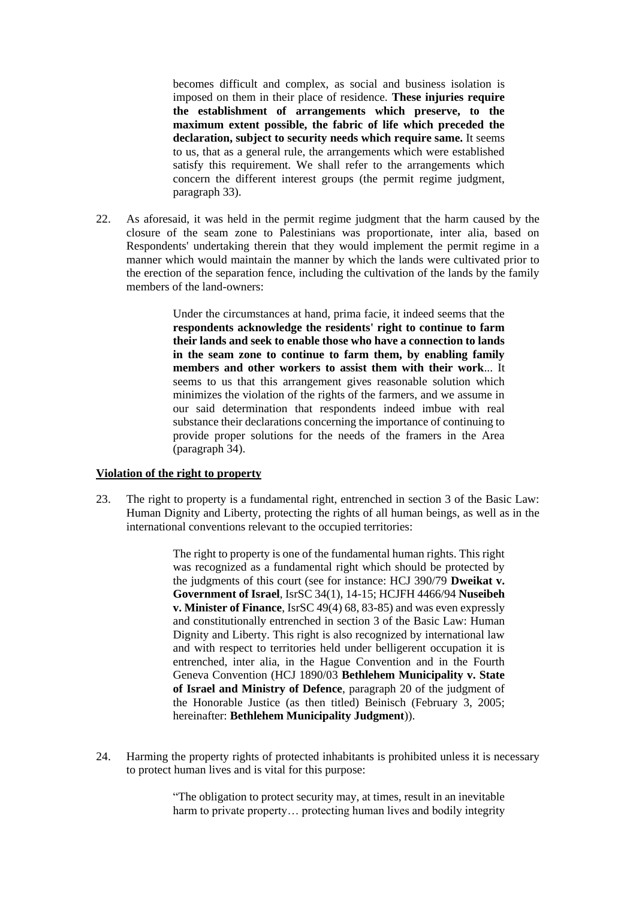> becomes difficult and complex, as social and business isolation is imposed on them in their place of residence. **These injuries require the establishment of arrangements which preserve, to the maximum extent possible, the fabric of life which preceded the declaration, subject to security needs which require same.** It seems to us, that as a general rule, the arrangements which were established satisfy this requirement. We shall refer to the arrangements which concern the different interest groups (the permit regime judgment, paragraph 33).

22. As aforesaid, it was held in the permit regime judgment that the harm caused by the closure of the seam zone to Palestinians was proportionate, inter alia, based on Respondents' undertaking therein that they would implement the permit regime in a manner which would maintain the manner by which the lands were cultivated prior to the erection of the separation fence, including the cultivation of the lands by the family members of the land-owners:

> Under the circumstances at hand, prima facie, it indeed seems that the **respondents acknowledge the residents' right to continue to farm their lands and seek to enable those who have a connection to lands in the seam zone to continue to farm them, by enabling family members and other workers to assist them with their work**... It seems to us that this arrangement gives reasonable solution which minimizes the violation of the rights of the farmers, and we assume in our said determination that respondents indeed imbue with real substance their declarations concerning the importance of continuing to provide proper solutions for the needs of the framers in the Area (paragraph 34).

**Violation of the right to property**

23. The right to property is a fundamental right, entrenched in section 3 of the Basic Law: Human Dignity and Liberty, protecting the rights of all human beings, as well as in the international conventions relevant to the occupied territories:

> The right to property is one of the fundamental human rights. This right was recognized as a fundamental right which should be protected by the judgments of this court (see for instance: HCJ 390/79 **Dweikat v. Government of Israel**, IsrSC 34(1), 14-15; HCJFH 4466/94 **Nuseibeh v. Minister of Finance**, IsrSC 49(4) 68, 83-85) and was even expressly and constitutionally entrenched in section 3 of the Basic Law: Human Dignity and Liberty. This right is also recognized by international law and with respect to territories held under belligerent occupation it is entrenched, inter alia, in the Hague Convention and in the Fourth Geneva Convention (HCJ 1890/03 **Bethlehem Municipality v. State of Israel and Ministry of Defence**, paragraph 20 of the judgment of the Honorable Justice (as then titled) Beinisch (February 3, 2005; hereinafter: **Bethlehem Municipality Judgment**)).

24. Harming the property rights of protected inhabitants is prohibited unless it is necessary to protect human lives and is vital for this purpose:

> "The obligation to protect security may, at times, result in an inevitable harm to private property… protecting human lives and bodily integrity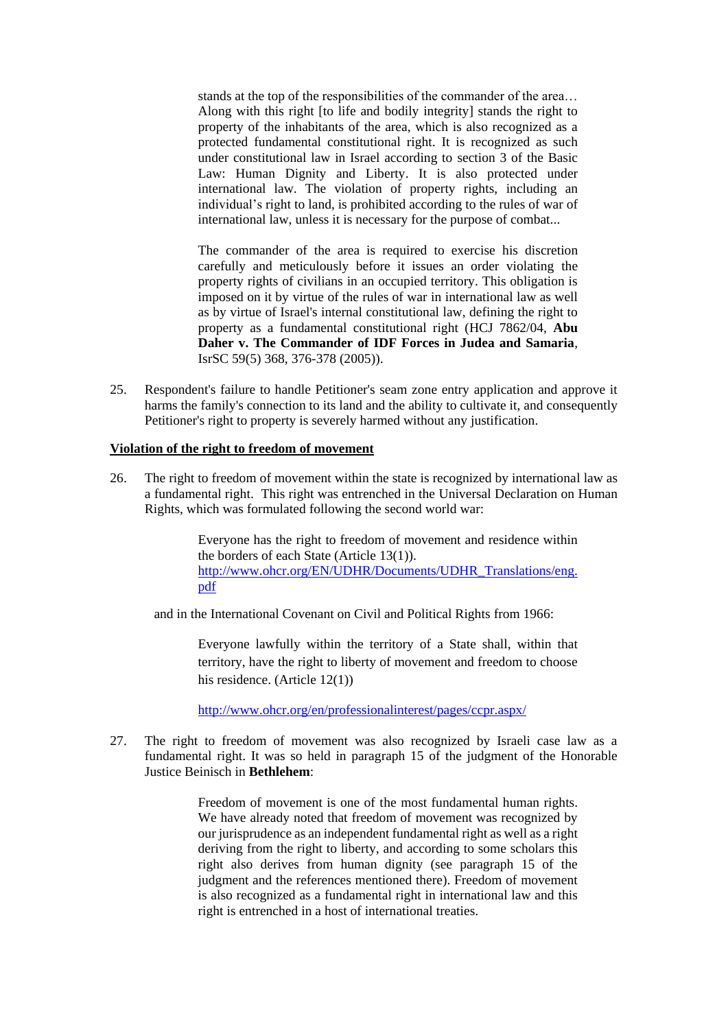> stands at the top of the responsibilities of the commander of the area… Along with this right [to life and bodily integrity] stands the right to property of the inhabitants of the area, which is also recognized as a protected fundamental constitutional right. It is recognized as such under constitutional law in Israel according to section 3 of the Basic Law: Human Dignity and Liberty. It is also protected under international law. The violation of property rights, including an individual's right to land, is prohibited according to the rules of war of international law, unless it is necessary for the purpose of combat...
>
> The commander of the area is required to exercise his discretion carefully and meticulously before it issues an order violating the property rights of civilians in an occupied territory. This obligation is imposed on it by virtue of the rules of war in international law as well as by virtue of Israel's internal constitutional law, defining the right to property as a fundamental constitutional right (HCJ 7862/04, **Abu Daher v. The Commander of IDF Forces in Judea and Samaria**, IsrSC 59(5) 368, 376-378 (2005)).

25. Respondent's failure to handle Petitioner's seam zone entry application and approve it harms the family's connection to its land and the ability to cultivate it, and consequently Petitioner's right to property is severely harmed without any justification.

**<u>Violation of the right to freedom of movement</u>**

26. The right to freedom of movement within the state is recognized by international law as a fundamental right. This right was entrenched in the Universal Declaration on Human Rights, which was formulated following the second world war:

> Everyone has the right to freedom of movement and residence within the borders of each State (Article 13(1)).
> http://www.ohcr.org/EN/UDHR/Documents/UDHR_Translations/eng.pdf

and in the International Covenant on Civil and Political Rights from 1966:

> Everyone lawfully within the territory of a State shall, within that territory, have the right to liberty of movement and freedom to choose his residence. (Article 12(1))
>
> http://www.ohcr.org/en/professionalinterest/pages/ccpr.aspx/

27. The right to freedom of movement was also recognized by Israeli case law as a fundamental right. It was so held in paragraph 15 of the judgment of the Honorable Justice Beinisch in **Bethlehem**:

> Freedom of movement is one of the most fundamental human rights. We have already noted that freedom of movement was recognized by our jurisprudence as an independent fundamental right as well as a right deriving from the right to liberty, and according to some scholars this right also derives from human dignity (see paragraph 15 of the judgment and the references mentioned there). Freedom of movement is also recognized as a fundamental right in international law and this right is entrenched in a host of international treaties.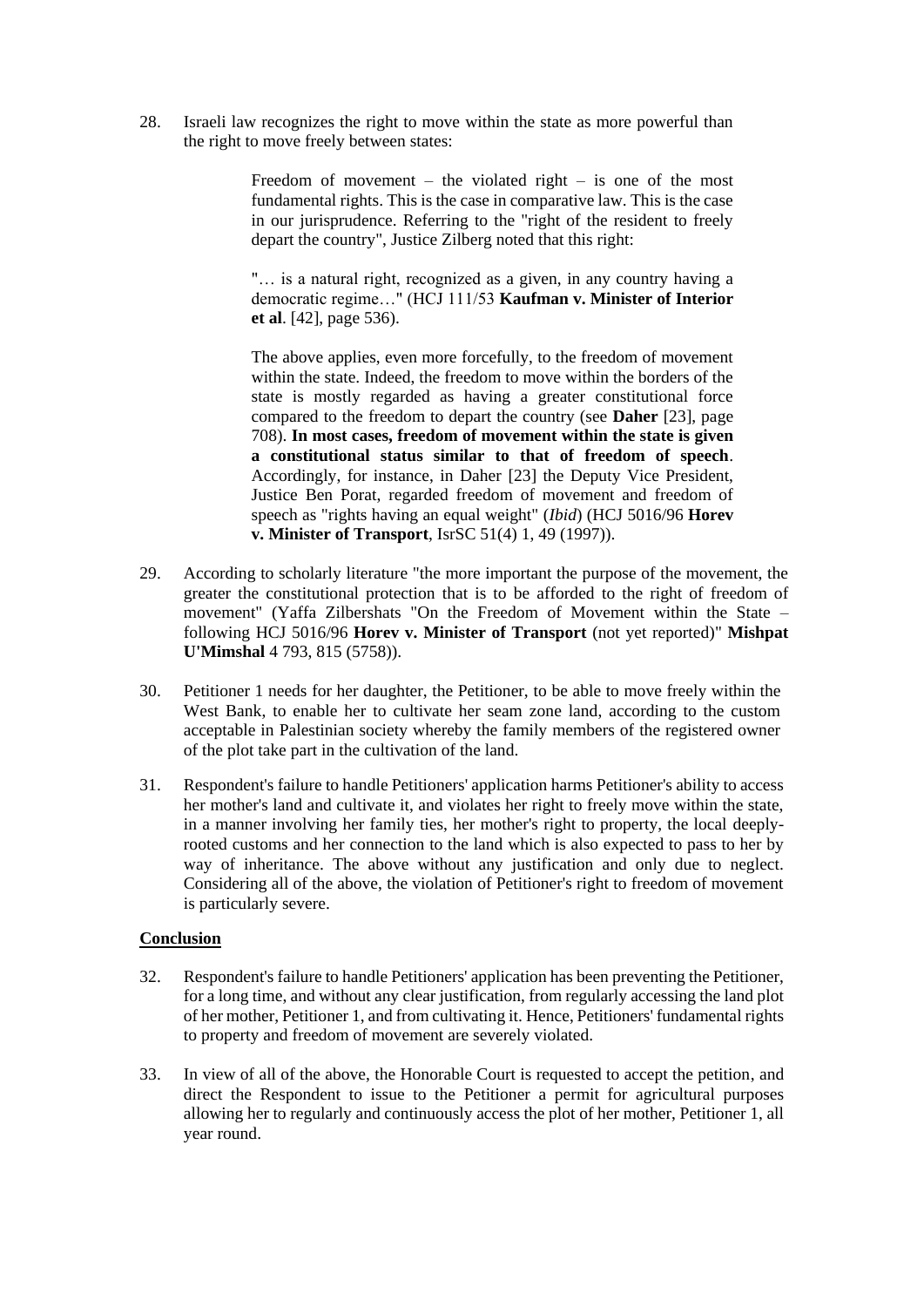28. Israeli law recognizes the right to move within the state as more powerful than the right to move freely between states:

> Freedom of movement – the violated right – is one of the most fundamental rights. This is the case in comparative law. This is the case in our jurisprudence. Referring to the "right of the resident to freely depart the country", Justice Zilberg noted that this right:
>
> "… is a natural right, recognized as a given, in any country having a democratic regime…" (HCJ 111/53 **Kaufman v. Minister of Interior et al**. [42], page 536).
>
> The above applies, even more forcefully, to the freedom of movement within the state. Indeed, the freedom to move within the borders of the state is mostly regarded as having a greater constitutional force compared to the freedom to depart the country (see **Daher** [23], page 708). **In most cases, freedom of movement within the state is given a constitutional status similar to that of freedom of speech**. Accordingly, for instance, in Daher [23] the Deputy Vice President, Justice Ben Porat, regarded freedom of movement and freedom of speech as "rights having an equal weight" (*Ibid*) (HCJ 5016/96 **Horev v. Minister of Transport**, IsrSC 51(4) 1, 49 (1997)).

29. According to scholarly literature "the more important the purpose of the movement, the greater the constitutional protection that is to be afforded to the right of freedom of movement" (Yaffa Zilbershats "On the Freedom of Movement within the State – following HCJ 5016/96 **Horev v. Minister of Transport** (not yet reported)" **Mishpat U'Mimshal** 4 793, 815 (5758)).

30. Petitioner 1 needs for her daughter, the Petitioner, to be able to move freely within the West Bank, to enable her to cultivate her seam zone land, according to the custom acceptable in Palestinian society whereby the family members of the registered owner of the plot take part in the cultivation of the land.

31. Respondent's failure to handle Petitioners' application harms Petitioner's ability to access her mother's land and cultivate it, and violates her right to freely move within the state, in a manner involving her family ties, her mother's right to property, the local deeply-rooted customs and her connection to the land which is also expected to pass to her by way of inheritance. The above without any justification and only due to neglect. Considering all of the above, the violation of Petitioner's right to freedom of movement is particularly severe.

## Conclusion

32. Respondent's failure to handle Petitioners' application has been preventing the Petitioner, for a long time, and without any clear justification, from regularly accessing the land plot of her mother, Petitioner 1, and from cultivating it. Hence, Petitioners' fundamental rights to property and freedom of movement are severely violated.

33. In view of all of the above, the Honorable Court is requested to accept the petition, and direct the Respondent to issue to the Petitioner a permit for agricultural purposes allowing her to regularly and continuously access the plot of her mother, Petitioner 1, all year round.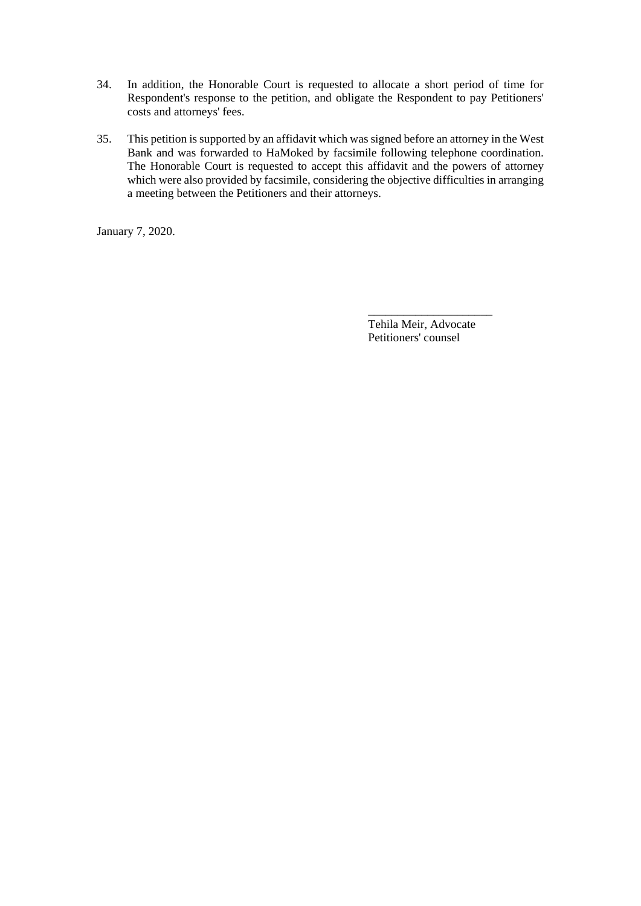34. In addition, the Honorable Court is requested to allocate a short period of time for Respondent's response to the petition, and obligate the Respondent to pay Petitioners' costs and attorneys' fees.

35. This petition is supported by an affidavit which was signed before an attorney in the West Bank and was forwarded to HaMoked by facsimile following telephone coordination. The Honorable Court is requested to accept this affidavit and the powers of attorney which were also provided by facsimile, considering the objective difficulties in arranging a meeting between the Petitioners and their attorneys.

January 7, 2020.

\_\_\_\_\_\_\_\_\_\_\_\_\_\_\_\_\_\_\_\_\_

Tehila Meir, Advocate

Petitioners' counsel